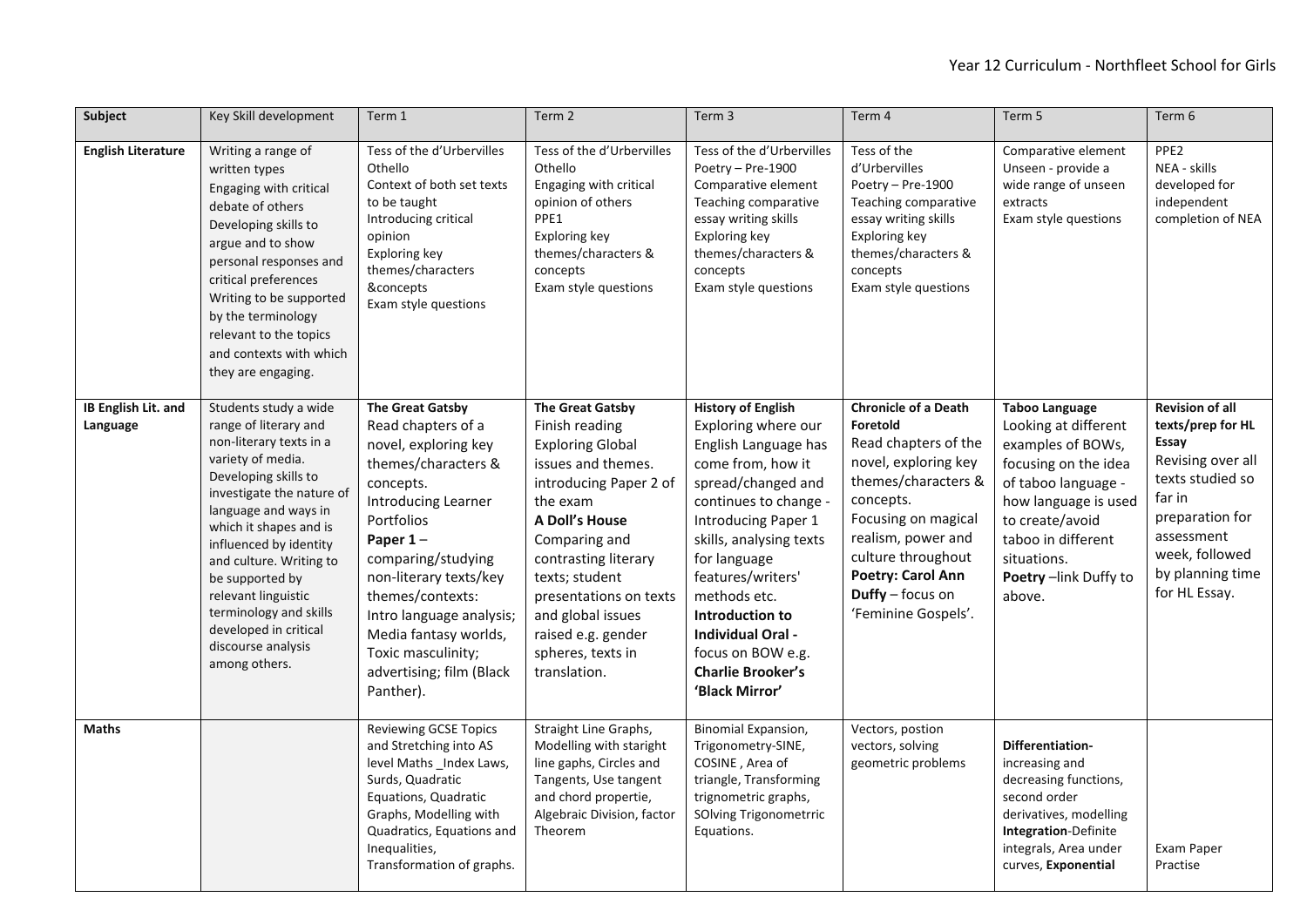Year 12 Curriculum - Northfleet School for Girls

| Subject | Key Skill development | Term 1 | Term 2 | Term 3 | Term 4 | Term 5 | Term 6 |
|---|---|---|---|---|---|---|---|
| **English Literature** | Writing a range of written types Engaging with critical debate of others Developing skills to argue and to show personal responses and critical preferences Writing to be supported by the terminology relevant to the topics and contexts with which they are engaging. | Tess of the d'Urbervilles Othello Context of both set texts to be taught Introducing critical opinion Exploring key themes/characters &concepts Exam style questions | Tess of the d'Urbervilles Othello Engaging with critical opinion of others PPE1 Exploring key themes/characters & concepts Exam style questions | Tess of the d'Urbervilles Poetry – Pre-1900 Comparative element Teaching comparative essay writing skills Exploring key themes/characters & concepts Exam style questions | Tess of the d'Urbervilles Poetry – Pre-1900 Teaching comparative essay writing skills Exploring key themes/characters & concepts Exam style questions | Comparative element Unseen - provide a wide range of unseen extracts Exam style questions | PPE2 NEA - skills developed for independent completion of NEA |
| **IB English Lit. and Language** | Students study a wide range of literary and non-literary texts in a variety of media. Developing skills to investigate the nature of language and ways in which it shapes and is influenced by identity and culture. Writing to be supported by relevant linguistic terminology and skills developed in critical discourse analysis among others. | **The Great Gatsby** Read chapters of a novel, exploring key themes/characters & concepts. Introducing Learner Portfolios **Paper 1** – comparing/studying non-literary texts/key themes/contexts: Intro language analysis; Media fantasy worlds, Toxic masculinity; advertising; film (Black Panther). | **The Great Gatsby** Finish reading Exploring Global issues and themes. introducing Paper 2 of the exam **A Doll's House** Comparing and contrasting literary texts; student presentations on texts and global issues raised e.g. gender spheres, texts in translation. | **History of English** Exploring where our English Language has come from, how it spread/changed and continues to change - Introducing Paper 1 skills, analysing texts for language features/writers' methods etc. **Introduction to Individual Oral -** focus on BOW e.g. **Charlie Brooker's 'Black Mirror'** | **Chronicle of a Death Foretold** Read chapters of the novel, exploring key themes/characters & concepts. Focusing on magical realism, power and culture throughout **Poetry: Carol Ann Duffy** – focus on 'Feminine Gospels'. | **Taboo Language** Looking at different examples of BOWs, focusing on the idea of taboo language - how language is used to create/avoid taboo in different situations. **Poetry** –link Duffy to above. | **Revision of all texts/prep for HL Essay** Revising over all texts studied so far in preparation for assessment week, followed by planning time for HL Essay. |
| **Maths** | | Reviewing GCSE Topics and Stretching into AS level Maths _Index Laws, Surds, Quadratic Equations, Quadratic Graphs, Modelling with Quadratics, Equations and Inequalities, Transformation of graphs. | Straight Line Graphs, Modelling with staright line gaphs, Circles and Tangents, Use tangent and chord propertie, Algebraic Division, factor Theorem | Binomial Expansion, Trigonometry-SINE, COSINE , Area of triangle, Transforming trignometric graphs, SOlving Trigonometrric Equations. | Vectors, postion vectors, solving geometric problems | **Differentiation-** increasing and decreasing functions, second order derivatives, modelling **Integration**-Definite integrals, Area under curves, **Exponential** | Exam Paper Practise |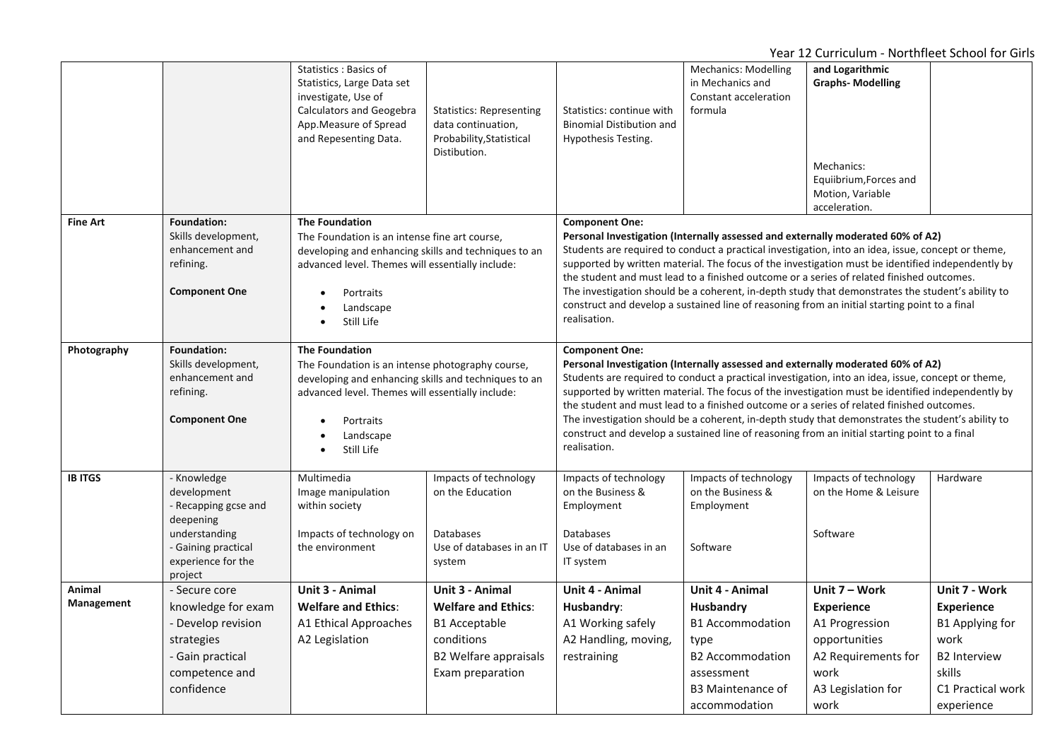| | | | | | | | |
|---|---|---|---|---|---|---|---|
| | | Statistics : Basics of Statistics, Large Data set investigate, Use of Calculators and Geogebra App.Measure of Spread and Repesenting Data. | Statistics: Representing data continuation, Probability,Statistical Distibution. | Statistics: continue with Binomial Distibution and Hypothesis Testing. | Mechanics: Modelling in Mechanics and Constant acceleration formula | **and Logarithmic Graphs- Modelling**<br><br>Mechanics: Equiibrium,Forces and Motion, Variable acceleration. | |
| **Fine Art** | **Foundation:** Skills development, enhancement and refining.<br><br>**Component One** | **The Foundation** The Foundation is an intense fine art course, developing and enhancing skills and techniques to an advanced level. Themes will essentially include:<br>• Portraits<br>• Landscape<br>• Still Life | | **Component One:** **Personal Investigation (Internally assessed and externally moderated 60% of A2)** Students are required to conduct a practical investigation, into an idea, issue, concept or theme, supported by written material. The focus of the investigation must be identified independently by the student and must lead to a finished outcome or a series of related finished outcomes. The investigation should be a coherent, in-depth study that demonstrates the student's ability to construct and develop a sustained line of reasoning from an initial starting point to a final realisation. | | | |
| **Photography** | **Foundation:** Skills development, enhancement and refining.<br><br>**Component One** | **The Foundation** The Foundation is an intense photography course, developing and enhancing skills and techniques to an advanced level. Themes will essentially include:<br>• Portraits<br>• Landscape<br>• Still Life | | **Component One:** **Personal Investigation (Internally assessed and externally moderated 60% of A2)** Students are required to conduct a practical investigation, into an idea, issue, concept or theme, supported by written material. The focus of the investigation must be identified independently by the student and must lead to a finished outcome or a series of related finished outcomes. The investigation should be a coherent, in-depth study that demonstrates the student's ability to construct and develop a sustained line of reasoning from an initial starting point to a final realisation. | | | |
| **IB ITGS** | - Knowledge development<br>- Recapping gcse and deepening understanding<br>- Gaining practical experience for the project | Multimedia Image manipulation within society<br><br>Impacts of technology on the environment | Impacts of technology on the Education<br><br>Databases Use of databases in an IT system | Impacts of technology on the Business & Employment<br><br>Databases Use of databases in an IT system | Impacts of technology on the Business & Employment<br><br>Software | Impacts of technology on the Home & Leisure<br><br>Software | Hardware |
| **Animal Management** | - Secure core knowledge for exam<br>- Develop revision strategies<br>- Gain practical competence and confidence | **Unit 3 - Animal Welfare and Ethics**:<br>A1 Ethical Approaches<br>A2 Legislation | **Unit 3 - Animal Welfare and Ethics**:<br>B1 Acceptable conditions<br>B2 Welfare appraisals<br>Exam preparation | **Unit 4 - Animal Husbandry**:<br>A1 Working safely<br>A2 Handling, moving, restraining | **Unit 4 - Animal Husbandry**<br>B1 Accommodation type<br>B2 Accommodation assessment<br>B3 Maintenance of accommodation | **Unit 7 – Work Experience**<br>A1 Progression opportunities<br>A2 Requirements for work<br>A3 Legislation for work | **Unit 7 - Work Experience**<br>B1 Applying for work<br>B2 Interview skills<br>C1 Practical work experience |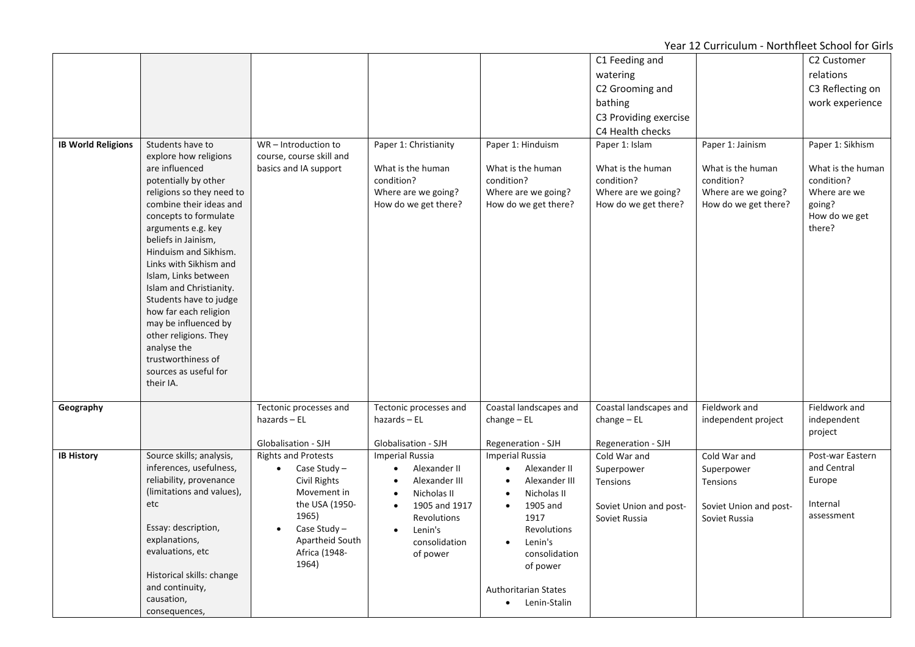| | | | | | | | |
|---|---|---|---|---|---|---|---|
| | | | | | C1 Feeding and watering<br>C2 Grooming and bathing<br>C3 Providing exercise<br>C4 Health checks | | C2 Customer relations<br>C3 Reflecting on work experience |
| **IB World Religions** | Students have to explore how religions are influenced potentially by other religions so they need to combine their ideas and concepts to formulate arguments e.g. key beliefs in Jainism, Hinduism and Sikhism. Links with Sikhism and Islam, Links between Islam and Christianity. Students have to judge how far each religion may be influenced by other religions. They analyse the trustworthiness of sources as useful for their IA. | WR – Introduction to course, course skill and basics and IA support | Paper 1: Christianity<br><br>What is the human condition?<br>Where are we going?<br>How do we get there? | Paper 1: Hinduism<br><br>What is the human condition?<br>Where are we going?<br>How do we get there? | Paper 1: Islam<br><br>What is the human condition?<br>Where are we going?<br>How do we get there? | Paper 1: Jainism<br><br>What is the human condition?<br>Where are we going?<br>How do we get there? | Paper 1: Sikhism<br><br>What is the human condition?<br>Where are we going?<br>How do we get there? |
| **Geography** | | Tectonic processes and hazards – EL<br><br>Globalisation - SJH | Tectonic processes and hazards – EL<br><br>Globalisation - SJH | Coastal landscapes and change – EL<br><br>Regeneration - SJH | Coastal landscapes and change – EL<br><br>Regeneration - SJH | Fieldwork and independent project | Fieldwork and independent project |
| **IB History** | Source skills; analysis, inferences, usefulness, reliability, provenance (limitations and values), etc<br><br>Essay: description, explanations, evaluations, etc<br><br>Historical skills: change and continuity, causation, consequences, | Rights and Protests<br>• Case Study – Civil Rights Movement in the USA (1950-1965)<br>• Case Study – Apartheid South Africa (1948-1964) | Imperial Russia<br>• Alexander II<br>• Alexander III<br>• Nicholas II<br>• 1905 and 1917 Revolutions<br>• Lenin's consolidation of power | Imperial Russia<br>• Alexander II<br>• Alexander III<br>• Nicholas II<br>• 1905 and 1917 Revolutions<br>• Lenin's consolidation of power<br><br>Authoritarian States<br>• Lenin-Stalin | Cold War and Superpower Tensions<br><br>Soviet Union and post-Soviet Russia | Cold War and Superpower Tensions<br><br>Soviet Union and post-Soviet Russia | Post-war Eastern and Central Europe<br><br>Internal assessment |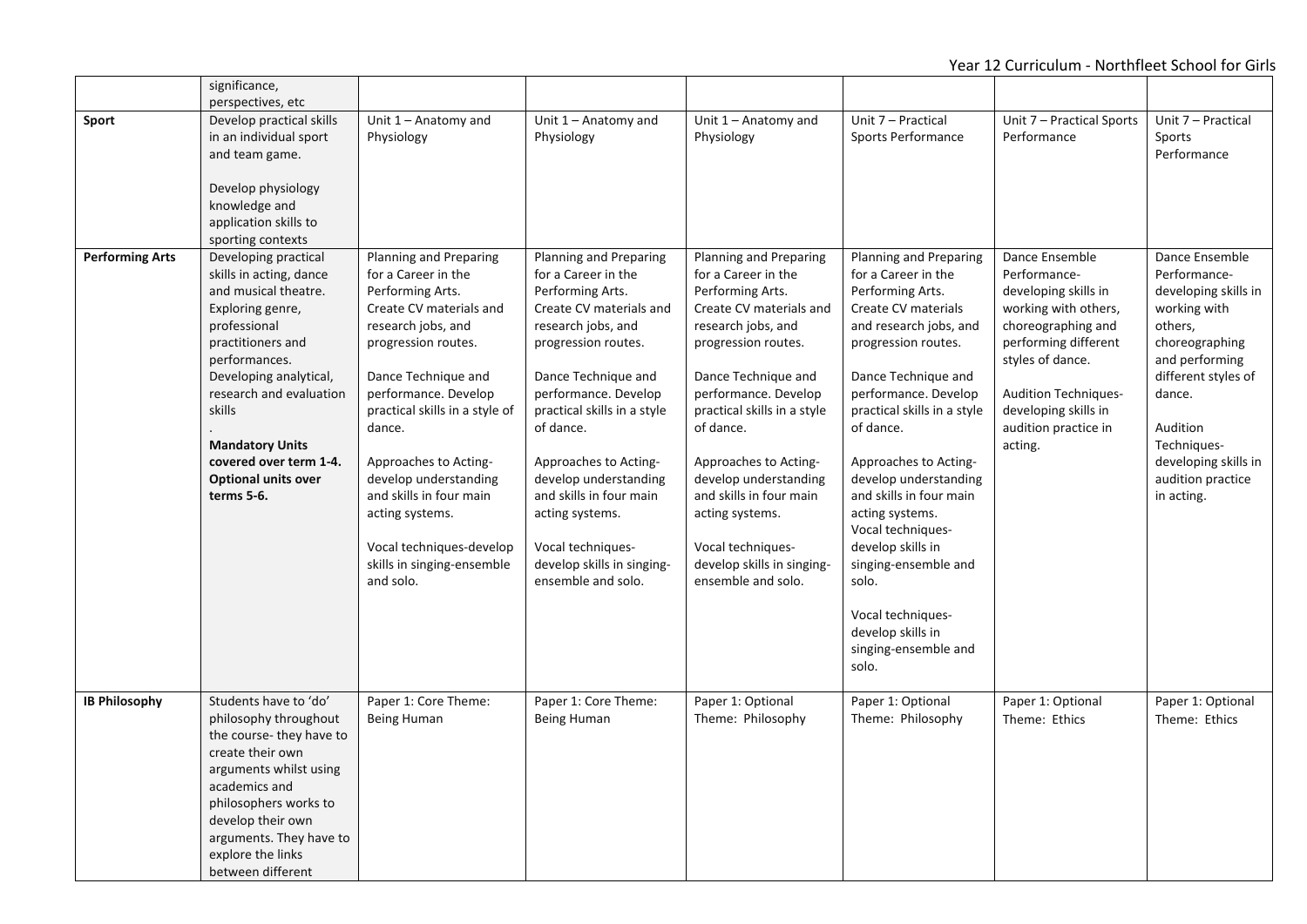|  | significance, perspectives, etc |  |  |  |  |  |  |
|---|---|---|---|---|---|---|---|
| **Sport** | Develop practical skills in an individual sport and team game.<br><br>Develop physiology knowledge and application skills to sporting contexts | Unit 1 – Anatomy and Physiology | Unit 1 – Anatomy and Physiology | Unit 1 – Anatomy and Physiology | Unit 7 – Practical Sports Performance | Unit 7 – Practical Sports Performance | Unit 7 – Practical Sports Performance |
| **Performing Arts** | Developing practical skills in acting, dance and musical theatre. Exploring genre, professional practitioners and performances. Developing analytical, research and evaluation skills<br>.<br>**Mandatory Units covered over term 1-4. Optional units over terms 5-6.** | Planning and Preparing for a Career in the Performing Arts. Create CV materials and research jobs, and progression routes.<br><br>Dance Technique and performance. Develop practical skills in a style of dance.<br><br>Approaches to Acting- develop understanding and skills in four main acting systems.<br><br>Vocal techniques-develop skills in singing-ensemble and solo. | Planning and Preparing for a Career in the Performing Arts. Create CV materials and research jobs, and progression routes.<br><br>Dance Technique and performance. Develop practical skills in a style of dance.<br><br>Approaches to Acting- develop understanding and skills in four main acting systems.<br><br>Vocal techniques- develop skills in singing- ensemble and solo. | Planning and Preparing for a Career in the Performing Arts. Create CV materials and research jobs, and progression routes.<br><br>Dance Technique and performance. Develop practical skills in a style of dance.<br><br>Approaches to Acting- develop understanding and skills in four main acting systems.<br><br>Vocal techniques- develop skills in singing- ensemble and solo. | Planning and Preparing for a Career in the Performing Arts. Create CV materials and research jobs, and progression routes.<br><br>Dance Technique and performance. Develop practical skills in a style of dance.<br><br>Approaches to Acting- develop understanding and skills in four main acting systems.<br>Vocal techniques- develop skills in singing-ensemble and solo.<br><br>Vocal techniques- develop skills in singing-ensemble and solo. | Dance Ensemble Performance- developing skills in working with others, choreographing and performing different styles of dance.<br><br>Audition Techniques- developing skills in audition practice in acting. | Dance Ensemble Performance- developing skills in working with others, choreographing and performing different styles of dance.<br><br>Audition Techniques- developing skills in audition practice in acting. |
| **IB Philosophy** | Students have to 'do' philosophy throughout the course- they have to create their own arguments whilst using academics and philosophers works to develop their own arguments. They have to explore the links between different | Paper 1: Core Theme: Being Human | Paper 1: Core Theme: Being Human | Paper 1: Optional Theme: Philosophy | Paper 1: Optional Theme: Philosophy | Paper 1: Optional Theme: Ethics | Paper 1: Optional Theme: Ethics |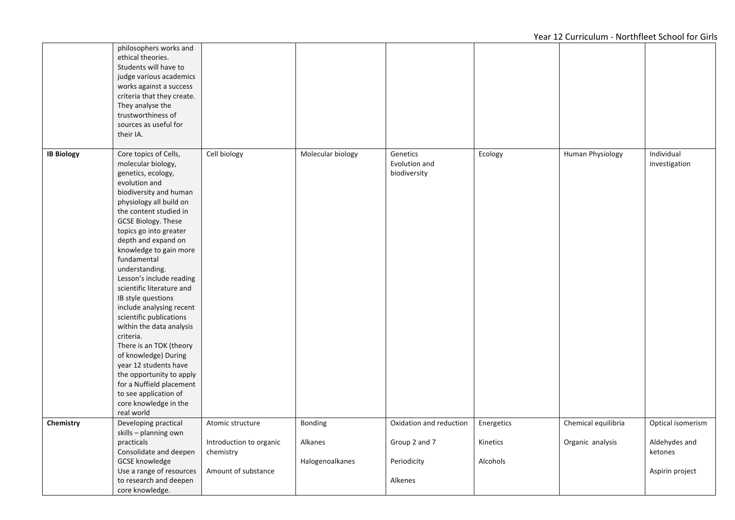| | | | | | | | |
|---|---|---|---|---|---|---|---|
| | philosophers works and ethical theories. Students will have to judge various academics works against a success criteria that they create. They analyse the trustworthiness of sources as useful for their IA. | | | | | | |
| **IB Biology** | Core topics of Cells, molecular biology, genetics, ecology, evolution and biodiversity and human physiology all build on the content studied in GCSE Biology. These topics go into greater depth and expand on knowledge to gain more fundamental understanding. Lesson's include reading scientific literature and IB style questions include analysing recent scientific publications within the data analysis criteria. There is an TOK (theory of knowledge) During year 12 students have the opportunity to apply for a Nuffield placement to see application of core knowledge in the real world | Cell biology | Molecular biology | Genetics Evolution and biodiversity | Ecology | Human Physiology | Individual investigation |
| **Chemistry** | Developing practical skills – planning own practicals Consolidate and deepen GCSE knowledge Use a range of resources to research and deepen core knowledge. | Atomic structure<br><br>Introduction to organic chemistry<br><br>Amount of substance | Bonding<br><br>Alkanes<br><br>Halogenoalkanes | Oxidation and reduction<br><br>Group 2 and 7<br><br>Periodicity<br><br>Alkenes | Energetics<br><br>Kinetics<br><br>Alcohols | Chemical equilibria<br><br>Organic analysis | Optical isomerism<br><br>Aldehydes and ketones<br><br>Aspirin project |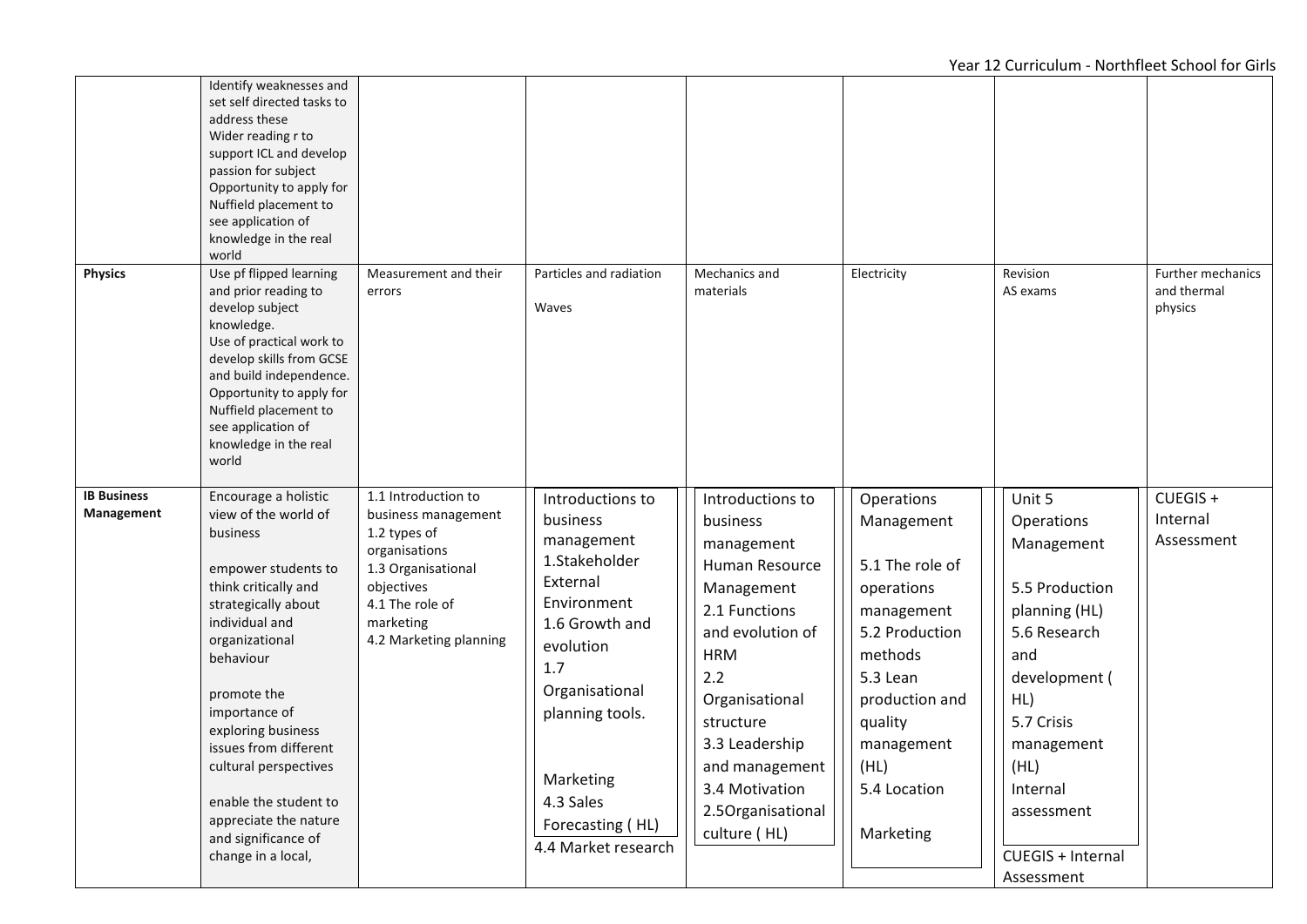| | | | | | | | |
|---|---|---|---|---|---|---|---|
| | Identify weaknesses and set self directed tasks to address these<br>Wider reading r to support ICL and develop passion for subject<br>Opportunity to apply for Nuffield placement to see application of knowledge in the real world | | | | | | |
| **Physics** | Use pf flipped learning and prior reading to develop subject knowledge.<br>Use of practical work to develop skills from GCSE and build independence.<br>Opportunity to apply for Nuffield placement to see application of knowledge in the real world | Measurement and their errors | Particles and radiation<br><br>Waves | Mechanics and materials | Electricity | Revision<br>AS exams | Further mechanics and thermal physics |
| **IB Business Management** | Encourage a holistic view of the world of business<br><br>empower students to think critically and strategically about individual and organizational behaviour<br><br>promote the importance of exploring business issues from different cultural perspectives<br><br>enable the student to appreciate the nature and significance of change in a local, | 1.1 Introduction to business management<br>1.2 types of organisations<br>1.3 Organisational objectives<br>4.1 The role of marketing<br>4.2 Marketing planning | Introductions to business management<br>1.Stakeholder External Environment<br>1.6 Growth and evolution<br>1.7 Organisational planning tools.<br><br>Marketing<br>4.3 Sales Forecasting ( HL)<br>4.4 Market research | Introductions to business management<br>Human Resource Management<br>2.1 Functions and evolution of HRM<br>2.2 Organisational structure<br>3.3 Leadership and management<br>3.4 Motivation<br>2.5Organisational culture ( HL) | Operations Management<br><br>5.1 The role of operations management<br>5.2 Production methods<br>5.3 Lean production and quality management (HL)<br>5.4 Location<br><br>Marketing | Unit 5 Operations Management<br><br>5.5 Production planning (HL)<br>5.6 Research and development ( HL)<br>5.7 Crisis management (HL)<br>Internal assessment<br><br>CUEGIS + Internal Assessment | CUEGIS + Internal Assessment |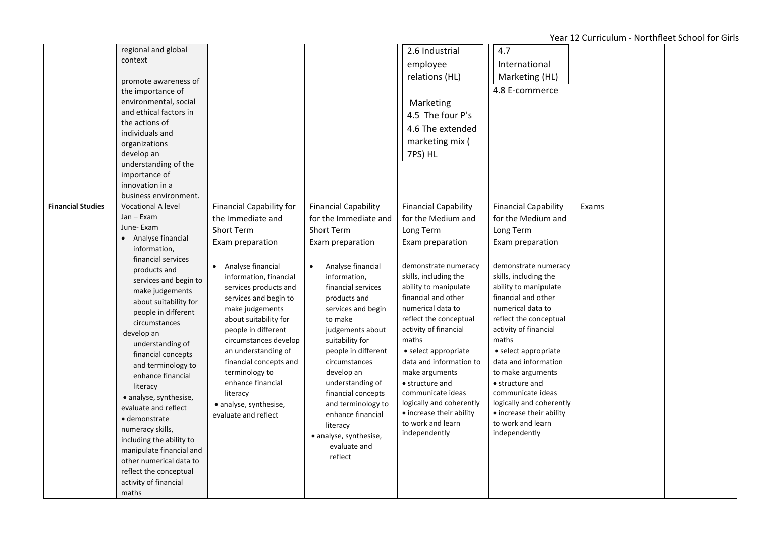| | | | | | | | |
|---|---|---|---|---|---|---|---|
| | regional and global context<br><br>promote awareness of the importance of environmental, social and ethical factors in the actions of individuals and organizations<br>develop an understanding of the importance of innovation in a business environment. | | | 2.6 Industrial employee relations (HL)<br><br>Marketing<br>4.5 The four P's<br>4.6 The extended marketing mix ( 7PS) HL | 4.7 International Marketing (HL)<br>4.8 E-commerce | | |
| **Financial Studies** | Vocational A level<br>Jan – Exam<br>June- Exam<br>• Analyse financial information, financial services products and services and begin to make judgements about suitability for people in different circumstances<br>develop an understanding of financial concepts and terminology to enhance financial literacy<br>• analyse, synthesise, evaluate and reflect<br>• demonstrate numeracy skills, including the ability to manipulate financial and other numerical data to reflect the conceptual activity of financial maths | Financial Capability for the Immediate and Short Term<br>Exam preparation<br><br>• Analyse financial information, financial services products and services and begin to make judgements about suitability for people in different circumstances develop an understanding of financial concepts and terminology to enhance financial literacy<br>• analyse, synthesise, evaluate and reflect | Financial Capability for the Immediate and Short Term<br>Exam preparation<br><br>• Analyse financial information, financial services products and services and begin to make judgements about suitability for people in different circumstances<br>develop an understanding of financial concepts and terminology to enhance financial literacy<br>• analyse, synthesise, evaluate and reflect | Financial Capability for the Medium and Long Term<br>Exam preparation<br><br>demonstrate numeracy skills, including the ability to manipulate financial and other numerical data to reflect the conceptual activity of financial maths<br>• select appropriate data and information to make arguments<br>• structure and communicate ideas logically and coherently<br>• increase their ability to work and learn independently | Financial Capability for the Medium and Long Term<br>Exam preparation<br><br>demonstrate numeracy skills, including the ability to manipulate financial and other numerical data to reflect the conceptual activity of financial maths<br>• select appropriate data and information to make arguments<br>• structure and communicate ideas logically and coherently<br>• increase their ability to work and learn independently | Exams | |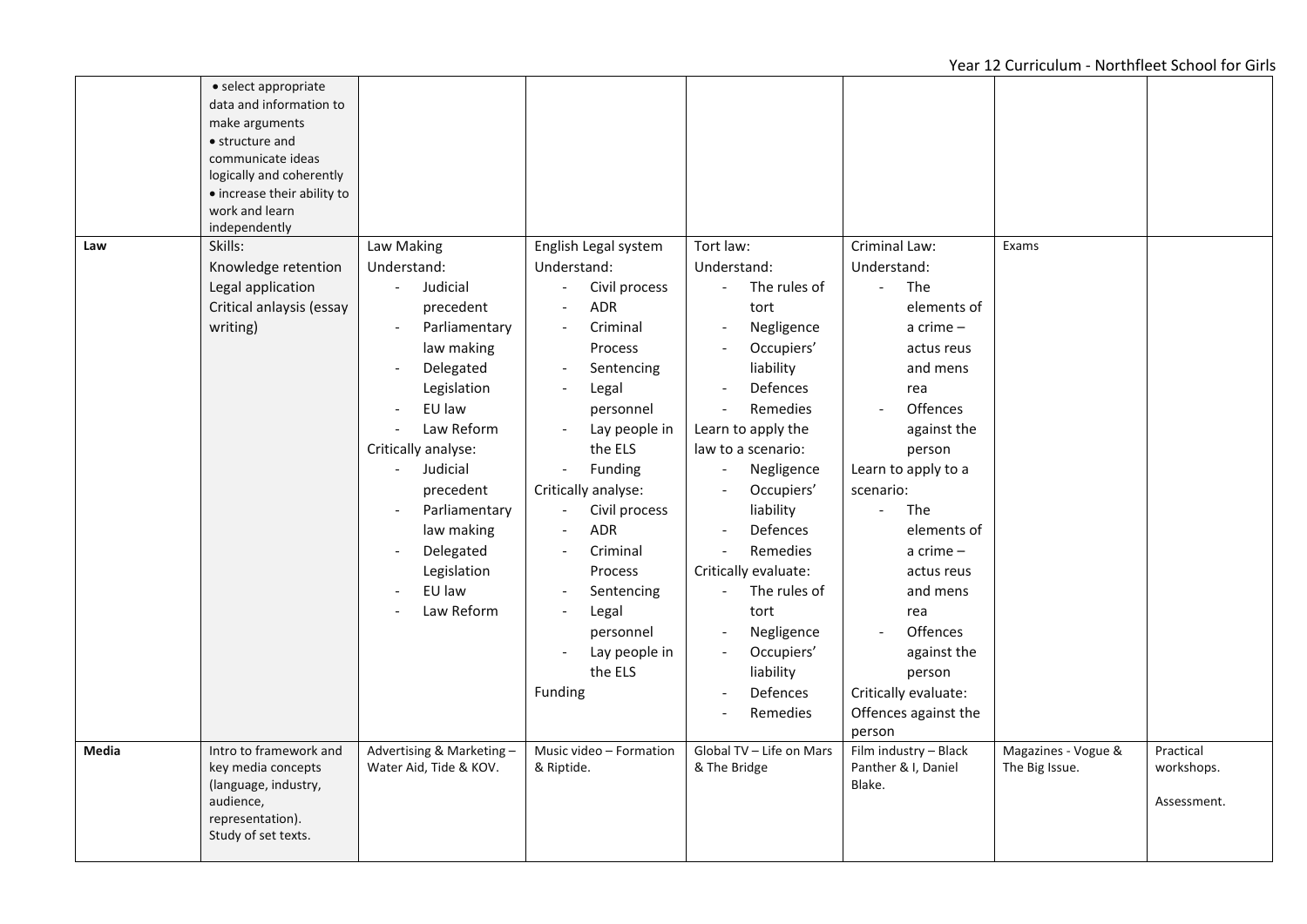| | | | | | | | |
|---|---|---|---|---|---|---|---|
| | • select appropriate data and information to make arguments<br>• structure and communicate ideas logically and coherently<br>• increase their ability to work and learn independently | | | | | | |
| **Law** | Skills:<br>Knowledge retention<br>Legal application<br>Critical anlaysis (essay writing) | Law Making<br>Understand:<br>- Judicial precedent<br>- Parliamentary law making<br>- Delegated Legislation<br>- EU law<br>- Law Reform<br>Critically analyse:<br>- Judicial precedent<br>- Parliamentary law making<br>- Delegated Legislation<br>- EU law<br>- Law Reform | English Legal system<br>Understand:<br>- Civil process<br>- ADR<br>- Criminal Process<br>- Sentencing<br>- Legal personnel<br>- Lay people in the ELS<br>- Funding<br>Critically analyse:<br>- Civil process<br>- ADR<br>- Criminal Process<br>- Sentencing<br>- Legal personnel<br>- Lay people in the ELS<br>Funding | Tort law:<br>Understand:<br>- The rules of tort<br>- Negligence<br>- Occupiers' liability<br>- Defences<br>- Remedies<br>Learn to apply the law to a scenario:<br>- Negligence<br>- Occupiers' liability<br>- Defences<br>- Remedies<br>Critically evaluate:<br>- The rules of tort<br>- Negligence<br>- Occupiers' liability<br>- Defences<br>- Remedies | Criminal Law:<br>Understand:<br>- The elements of a crime – actus reus and mens rea<br>- Offences against the person<br>Learn to apply to a scenario:<br>- The elements of a crime – actus reus and mens rea<br>- Offences against the person<br>Critically evaluate:<br>Offences against the person | Exams | |
| **Media** | Intro to framework and key media concepts (language, industry, audience, representation).<br>Study of set texts. | Advertising & Marketing – Water Aid, Tide & KOV. | Music video – Formation & Riptide. | Global TV – Life on Mars & The Bridge | Film industry – Black Panther & I, Daniel Blake. | Magazines - Vogue & The Big Issue. | Practical workshops.<br><br>Assessment. |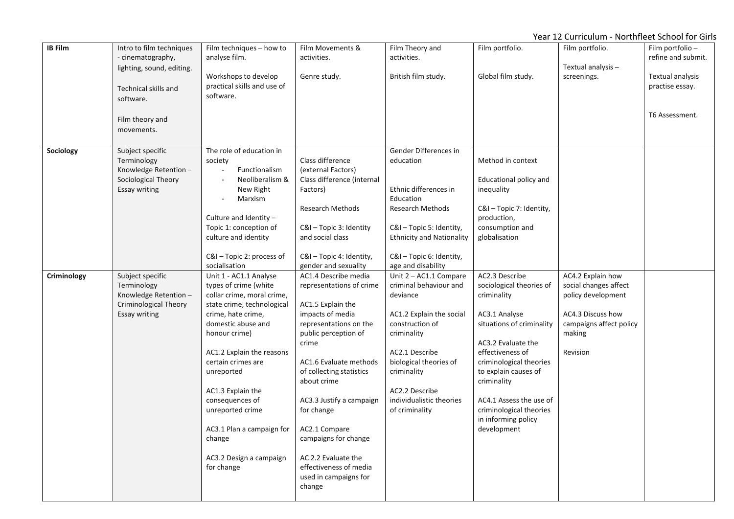| IB Film | Intro to film techniques - cinematography, lighting, sound, editing.<br><br>Technical skills and software.<br><br>Film theory and movements. | Film techniques – how to analyse film.<br><br>Workshops to develop practical skills and use of software. | Film Movements & activities.<br><br>Genre study. | Film Theory and activities.<br><br>British film study. | Film portfolio.<br><br>Global film study. | Film portfolio.<br><br>Textual analysis – screenings. | Film portfolio – refine and submit.<br><br>Textual analysis practise essay.<br><br>T6 Assessment. |
|---|---|---|---|---|---|---|---|
| **Sociology** | Subject specific Terminology<br>Knowledge Retention – Sociological Theory<br>Essay writing | The role of education in society<br>- Functionalism<br>- Neoliberalism & New Right<br>- Marxism<br><br>Culture and Identity – Topic 1: conception of culture and identity<br><br>C&I – Topic 2: process of socialisation | Class difference (external Factors)<br>Class difference (internal Factors)<br><br>Research Methods<br><br>C&I – Topic 3: Identity and social class<br><br>C&I – Topic 4: Identity, gender and sexuality | Gender Differences in education<br><br>Ethnic differences in Education<br>Research Methods<br><br>C&I – Topic 5: Identity, Ethnicity and Nationality<br><br>C&I – Topic 6: Identity, age and disability | Method in context<br><br>Educational policy and inequality<br><br>C&I – Topic 7: Identity, production, consumption and globalisation | | |
| **Criminology** | Subject specific Terminology<br>Knowledge Retention – Criminological Theory<br>Essay writing | Unit 1 - AC1.1 Analyse types of crime (white collar crime, moral crime, state crime, technological crime, hate crime, domestic abuse and honour crime)<br><br>AC1.2 Explain the reasons certain crimes are unreported<br><br>AC1.3 Explain the consequences of unreported crime<br><br>AC3.1 Plan a campaign for change<br><br>AC3.2 Design a campaign for change | AC1.4 Describe media representations of crime<br><br>AC1.5 Explain the impacts of media representations on the public perception of crime<br><br>AC1.6 Evaluate methods of collecting statistics about crime<br><br>AC3.3 Justify a campaign for change<br><br>AC2.1 Compare campaigns for change<br><br>AC 2.2 Evaluate the effectiveness of media used in campaigns for change | Unit 2 – AC1.1 Compare criminal behaviour and deviance<br><br>AC1.2 Explain the social construction of criminality<br><br>AC2.1 Describe biological theories of criminality<br><br>AC2.2 Describe individualistic theories of criminality | AC2.3 Describe sociological theories of criminality<br><br>AC3.1 Analyse situations of criminality<br><br>AC3.2 Evaluate the effectiveness of criminological theories to explain causes of criminality<br><br>AC4.1 Assess the use of criminological theories in informing policy development | AC4.2 Explain how social changes affect policy development<br><br>AC4.3 Discuss how campaigns affect policy making<br><br>Revision | |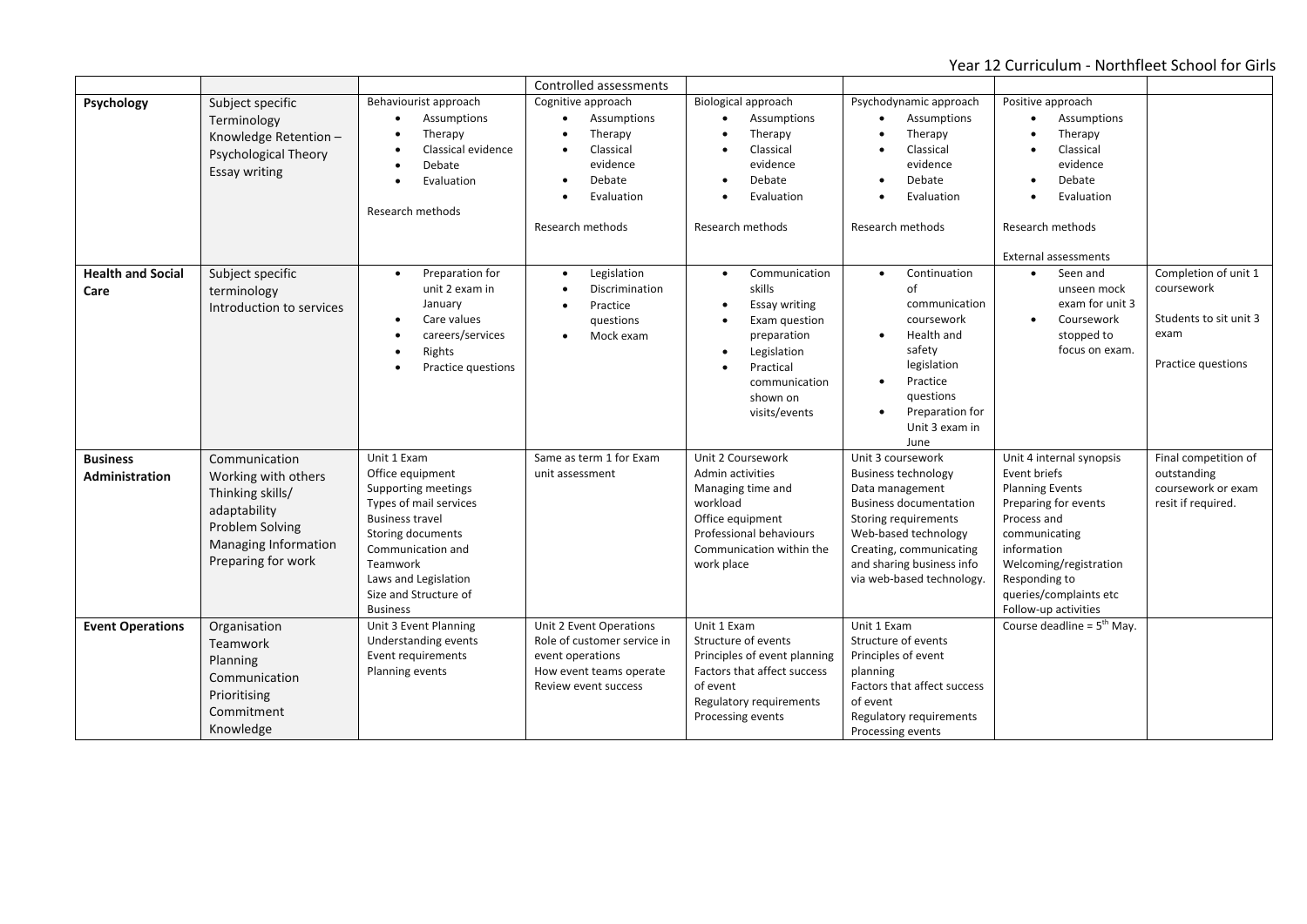| | | | Controlled assessments | | | | |
|---|---|---|---|---|---|---|---|
| **Psychology** | Subject specific Terminology<br>Knowledge Retention – Psychological Theory<br>Essay writing | Behaviourist approach<br>• Assumptions<br>• Therapy<br>• Classical evidence<br>• Debate<br>• Evaluation<br><br>Research methods | Cognitive approach<br>• Assumptions<br>• Therapy<br>• Classical evidence<br>• Debate<br>• Evaluation<br><br>Research methods | Biological approach<br>• Assumptions<br>• Therapy<br>• Classical evidence<br>• Debate<br>• Evaluation<br><br>Research methods | Psychodynamic approach<br>• Assumptions<br>• Therapy<br>• Classical evidence<br>• Debate<br>• Evaluation<br><br>Research methods | Positive approach<br>• Assumptions<br>• Therapy<br>• Classical evidence<br>• Debate<br>• Evaluation<br><br>Research methods<br><br>External assessments | |
| **Health and Social Care** | Subject specific terminology<br>Introduction to services | • Preparation for unit 2 exam in January<br>• Care values<br>• careers/services<br>• Rights<br>• Practice questions | • Legislation<br>• Discrimination<br>• Practice questions<br>• Mock exam | • Communication skills<br>• Essay writing<br>• Exam question preparation<br>• Legislation<br>• Practical communication shown on visits/events | • Continuation of communication coursework<br>• Health and safety legislation<br>• Practice questions<br>• Preparation for Unit 3 exam in June | • Seen and unseen mock exam for unit 3<br>• Coursework stopped to focus on exam. | Completion of unit 1 coursework<br><br>Students to sit unit 3 exam<br><br>Practice questions |
| **Business Administration** | Communication<br>Working with others<br>Thinking skills/ adaptability<br>Problem Solving<br>Managing Information<br>Preparing for work | Unit 1 Exam<br>Office equipment<br>Supporting meetings<br>Types of mail services<br>Business travel<br>Storing documents<br>Communication and Teamwork<br>Laws and Legislation<br>Size and Structure of Business | Same as term 1 for Exam unit assessment | Unit 2 Coursework<br>Admin activities<br>Managing time and workload<br>Office equipment<br>Professional behaviours<br>Communication within the work place | Unit 3 coursework<br>Business technology<br>Data management<br>Business documentation<br>Storing requirements<br>Web-based technology<br>Creating, communicating and sharing business info via web-based technology. | Unit 4 internal synopsis<br>Event briefs<br>Planning Events<br>Preparing for events<br>Process and communicating information<br>Welcoming/registration<br>Responding to queries/complaints etc<br>Follow-up activities | Final competition of outstanding coursework or exam resit if required. |
| **Event Operations** | Organisation<br>Teamwork<br>Planning<br>Communication<br>Prioritising<br>Commitment<br>Knowledge | Unit 3 Event Planning<br>Understanding events<br>Event requirements<br>Planning events | Unit 2 Event Operations<br>Role of customer service in event operations<br>How event teams operate<br>Review event success | Unit 1 Exam<br>Structure of events<br>Principles of event planning<br>Factors that affect success of event<br>Regulatory requirements<br>Processing events | Unit 1 Exam<br>Structure of events<br>Principles of event planning<br>Factors that affect success of event<br>Regulatory requirements<br>Processing events | Course deadline = 5th May. | |